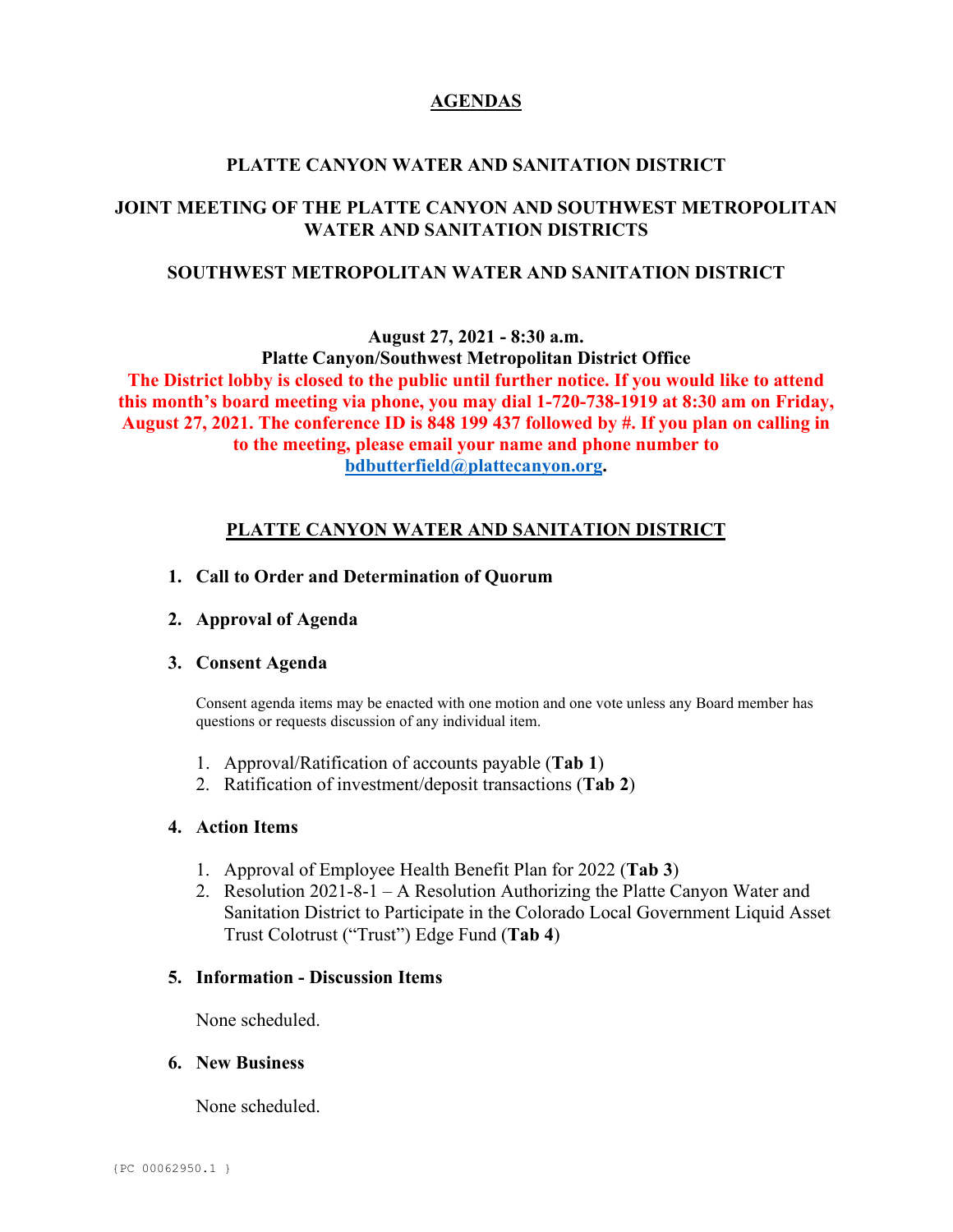# AGENDAS

## PLATTE CANYON WATER AND SANITATION DISTRICT

## JOINT MEETING OF THE PLATTE CANYON AND SOUTHWEST METROPOLITAN WATER AND SANITATION DISTRICTS

## SOUTHWEST METROPOLITAN WATER AND SANITATION DISTRICT

**August 27, 2021 - 8:30 a.m.**
**Platte Canyon/Southwest Metropolitan District Office**
**The District lobby is closed to the public until further notice. If you would like to attend this month's board meeting via phone, you may dial 1-720-738-1919 at 8:30 am on Friday, August 27, 2021. The conference ID is 848 199 437 followed by #. If you plan on calling in to the meeting, please email your name and phone number to bdbutterfield@plattecanyon.org.**

## PLATTE CANYON WATER AND SANITATION DISTRICT

1. **Call to Order and Determination of Quorum**

2. **Approval of Agenda**

3. **Consent Agenda**

   Consent agenda items may be enacted with one motion and one vote unless any Board member has questions or requests discussion of any individual item.

   1. Approval/Ratification of accounts payable (**Tab 1**)
   2. Ratification of investment/deposit transactions (**Tab 2**)

4. **Action Items**

   1. Approval of Employee Health Benefit Plan for 2022 (**Tab 3**)
   2. Resolution 2021-8-1 – A Resolution Authorizing the Platte Canyon Water and Sanitation District to Participate in the Colorado Local Government Liquid Asset Trust Colotrust ("Trust") Edge Fund (**Tab 4**)

5. **Information - Discussion Items**

   None scheduled.

6. **New Business**

   None scheduled.

{PC 00062950.1 }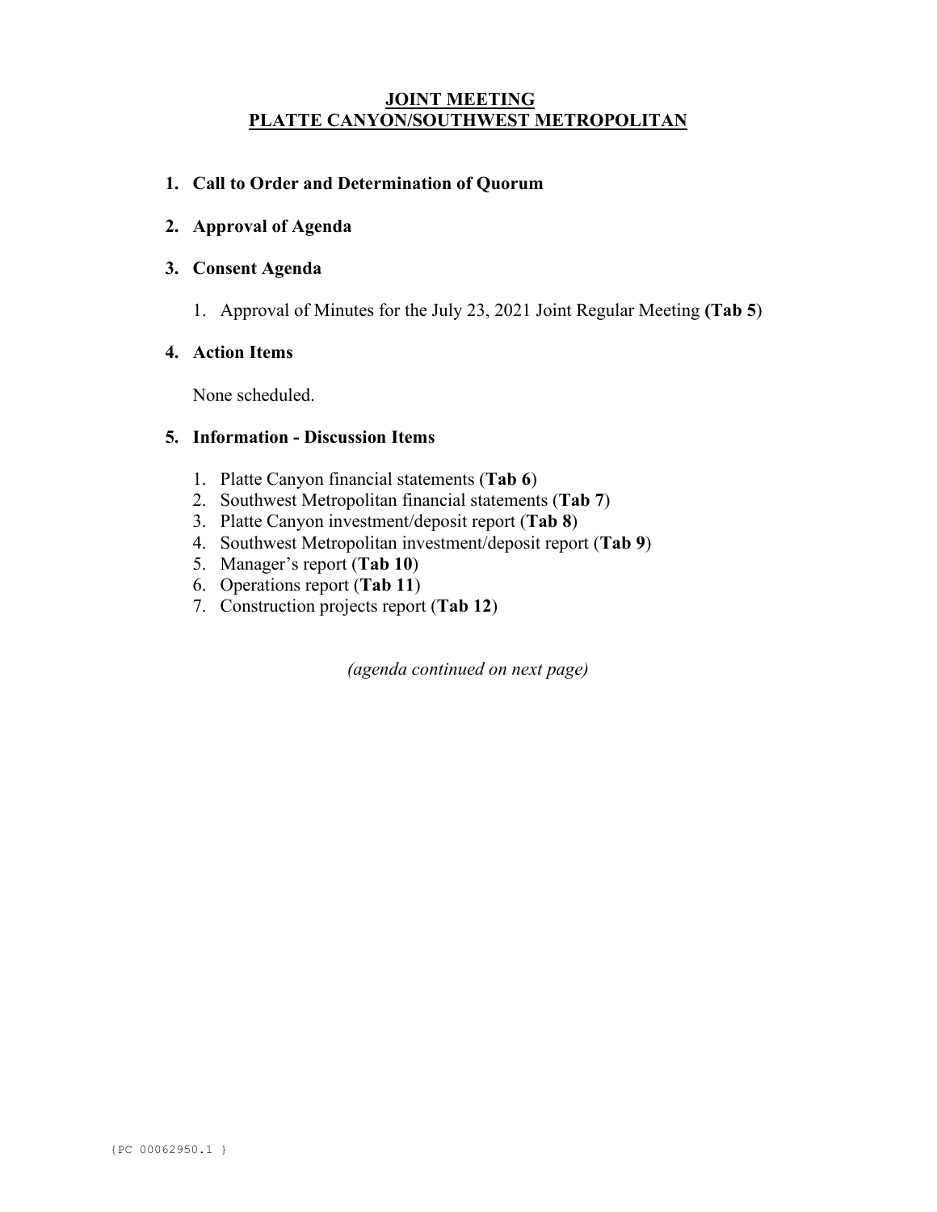# JOINT MEETING
# PLATTE CANYON/SOUTHWEST METROPOLITAN

## 1. Call to Order and Determination of Quorum

## 2. Approval of Agenda

## 3. Consent Agenda

1. Approval of Minutes for the July 23, 2021 Joint Regular Meeting **(Tab 5)**

## 4. Action Items

None scheduled.

## 5. Information - Discussion Items

1. Platte Canyon financial statements (**Tab 6**)
2. Southwest Metropolitan financial statements (**Tab 7**)
3. Platte Canyon investment/deposit report (**Tab 8**)
4. Southwest Metropolitan investment/deposit report (**Tab 9**)
5. Manager's report (**Tab 10**)
6. Operations report (**Tab 11**)
7. Construction projects report (**Tab 12**)

*(agenda continued on next page)*

{PC 00062950.1 }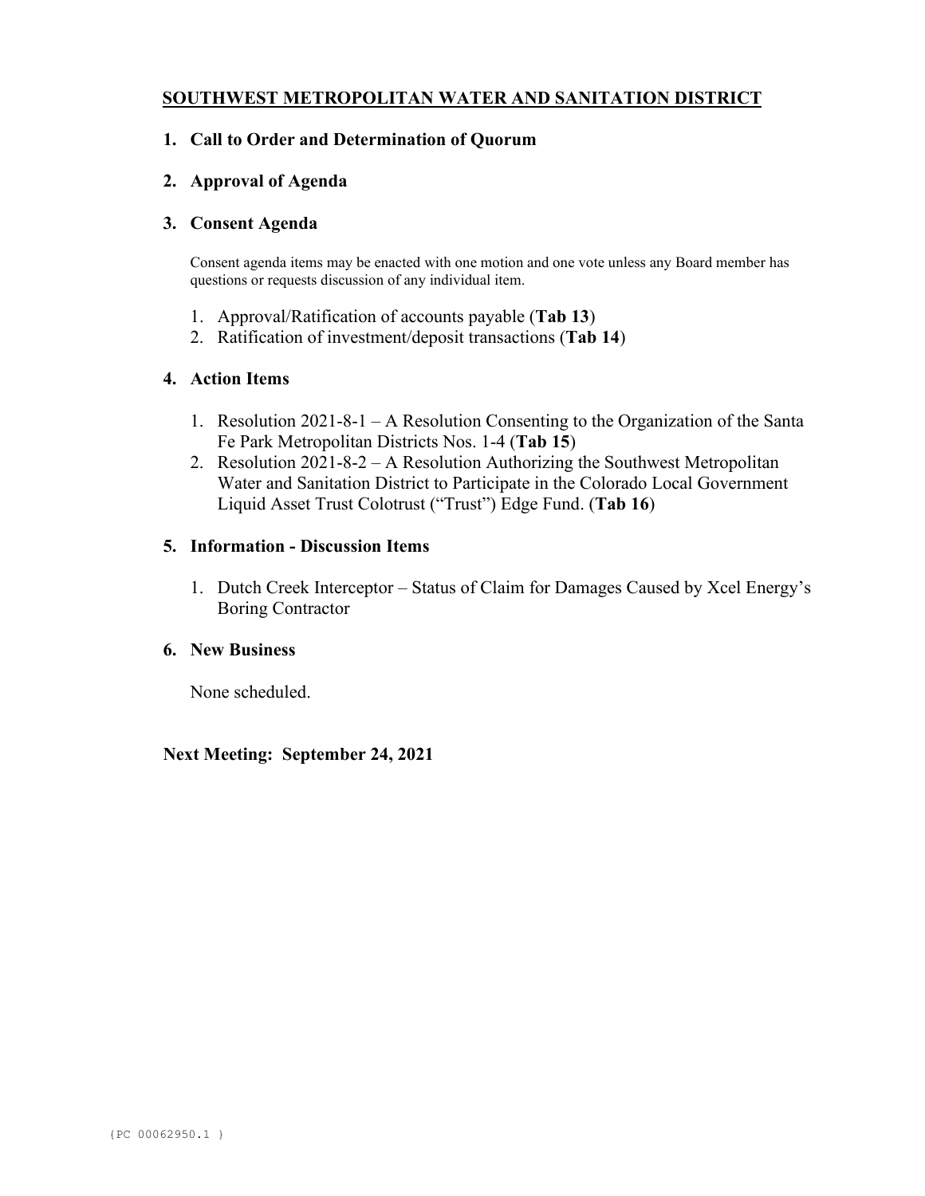## SOUTHWEST METROPOLITAN WATER AND SANITATION DISTRICT

### 1. Call to Order and Determination of Quorum

### 2. Approval of Agenda

### 3. Consent Agenda

Consent agenda items may be enacted with one motion and one vote unless any Board member has questions or requests discussion of any individual item.

1. Approval/Ratification of accounts payable (**Tab 13**)
2. Ratification of investment/deposit transactions (**Tab 14**)

### 4. Action Items

1. Resolution 2021-8-1 – A Resolution Consenting to the Organization of the Santa Fe Park Metropolitan Districts Nos. 1-4 (**Tab 15**)
2. Resolution 2021-8-2 – A Resolution Authorizing the Southwest Metropolitan Water and Sanitation District to Participate in the Colorado Local Government Liquid Asset Trust Colotrust ("Trust") Edge Fund. (**Tab 16**)

### 5. Information - Discussion Items

1. Dutch Creek Interceptor – Status of Claim for Damages Caused by Xcel Energy's Boring Contractor

### 6. New Business

None scheduled.

**Next Meeting: September 24, 2021**

{PC 00062950.1 }